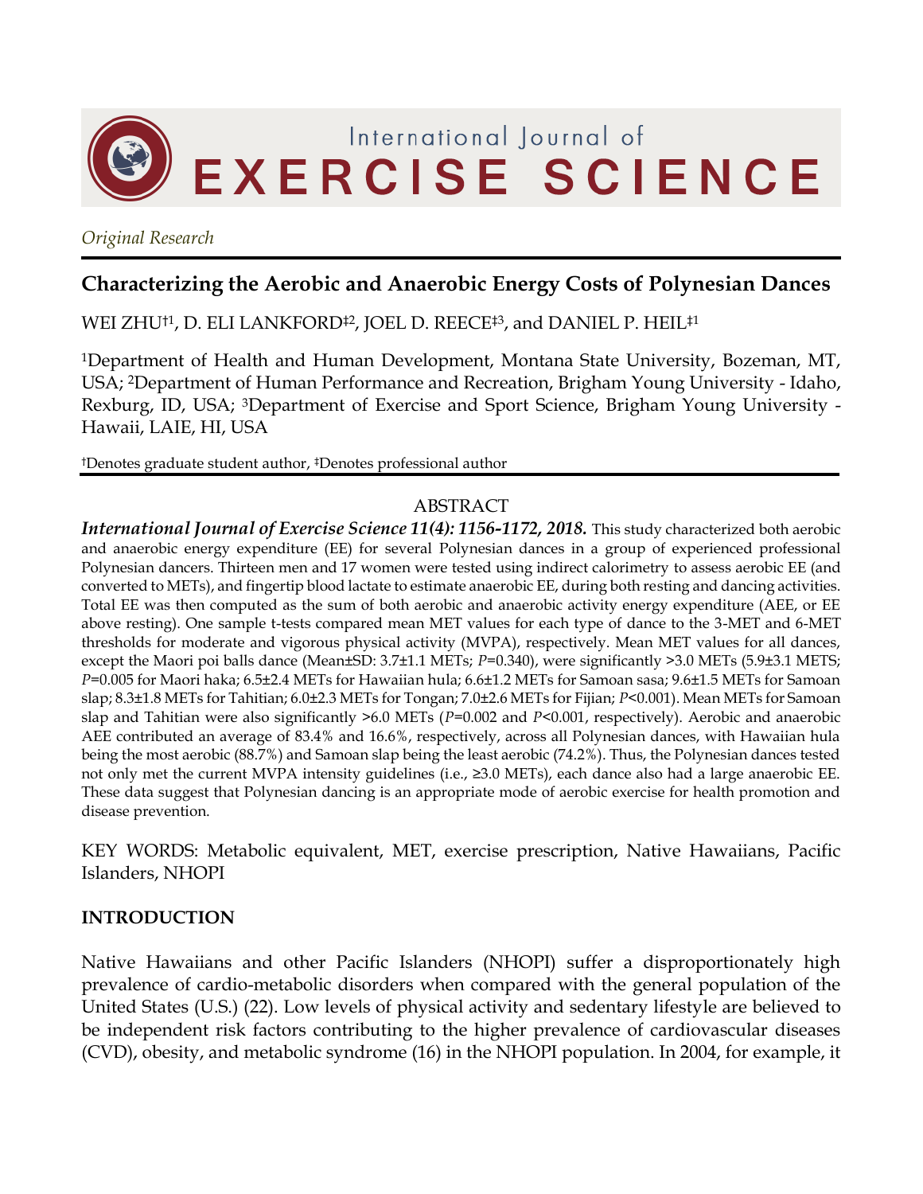International Journal of EXERCISE SCIENCE

*Original Research*

# Characterizing the Aerobic and Anaerobic Energy Costs of Polynesian Dances

WEI ZHU†[1], D. ELI LANKFORD‡[2], JOEL D. REECE‡[3], and DANIEL P. HEIL‡[1]

[1]Department of Health and Human Development, Montana State University, Bozeman, MT, USA; [2]Department of Human Performance and Recreation, Brigham Young University - Idaho, Rexburg, ID, USA; [3]Department of Exercise and Sport Science, Brigham Young University - Hawaii, LAIE, HI, USA

†Denotes graduate student author, ‡Denotes professional author

## ABSTRACT

***International Journal of Exercise Science 11(4): 1156-1172, 2018.*** This study characterized both aerobic and anaerobic energy expenditure (EE) for several Polynesian dances in a group of experienced professional Polynesian dancers. Thirteen men and 17 women were tested using indirect calorimetry to assess aerobic EE (and converted to METs), and fingertip blood lactate to estimate anaerobic EE, during both resting and dancing activities. Total EE was then computed as the sum of both aerobic and anaerobic activity energy expenditure (AEE, or EE above resting). One sample t-tests compared mean MET values for each type of dance to the 3-MET and 6-MET thresholds for moderate and vigorous physical activity (MVPA), respectively. Mean MET values for all dances, except the Maori poi balls dance (Mean±SD: 3.7±1.1 METs; $P$=0.340), were significantly >3.0 METs (5.9±3.1 METS; $P$=0.005 for Maori haka; 6.5±2.4 METs for Hawaiian hula; 6.6±1.2 METs for Samoan sasa; 9.6±1.5 METs for Samoan slap; 8.3±1.8 METs for Tahitian; 6.0±2.3 METs for Tongan; 7.0±2.6 METs for Fijian; $P$<0.001). Mean METs for Samoan slap and Tahitian were also significantly >6.0 METs ($P$=0.002 and $P$<0.001, respectively). Aerobic and anaerobic AEE contributed an average of 83.4% and 16.6%, respectively, across all Polynesian dances, with Hawaiian hula being the most aerobic (88.7%) and Samoan slap being the least aerobic (74.2%). Thus, the Polynesian dances tested not only met the current MVPA intensity guidelines (i.e., ≥3.0 METs), each dance also had a large anaerobic EE. These data suggest that Polynesian dancing is an appropriate mode of aerobic exercise for health promotion and disease prevention.

KEY WORDS: Metabolic equivalent, MET, exercise prescription, Native Hawaiians, Pacific Islanders, NHOPI

## INTRODUCTION

Native Hawaiians and other Pacific Islanders (NHOPI) suffer a disproportionately high prevalence of cardio-metabolic disorders when compared with the general population of the United States (U.S.) (22). Low levels of physical activity and sedentary lifestyle are believed to be independent risk factors contributing to the higher prevalence of cardiovascular diseases (CVD), obesity, and metabolic syndrome (16) in the NHOPI population. In 2004, for example, it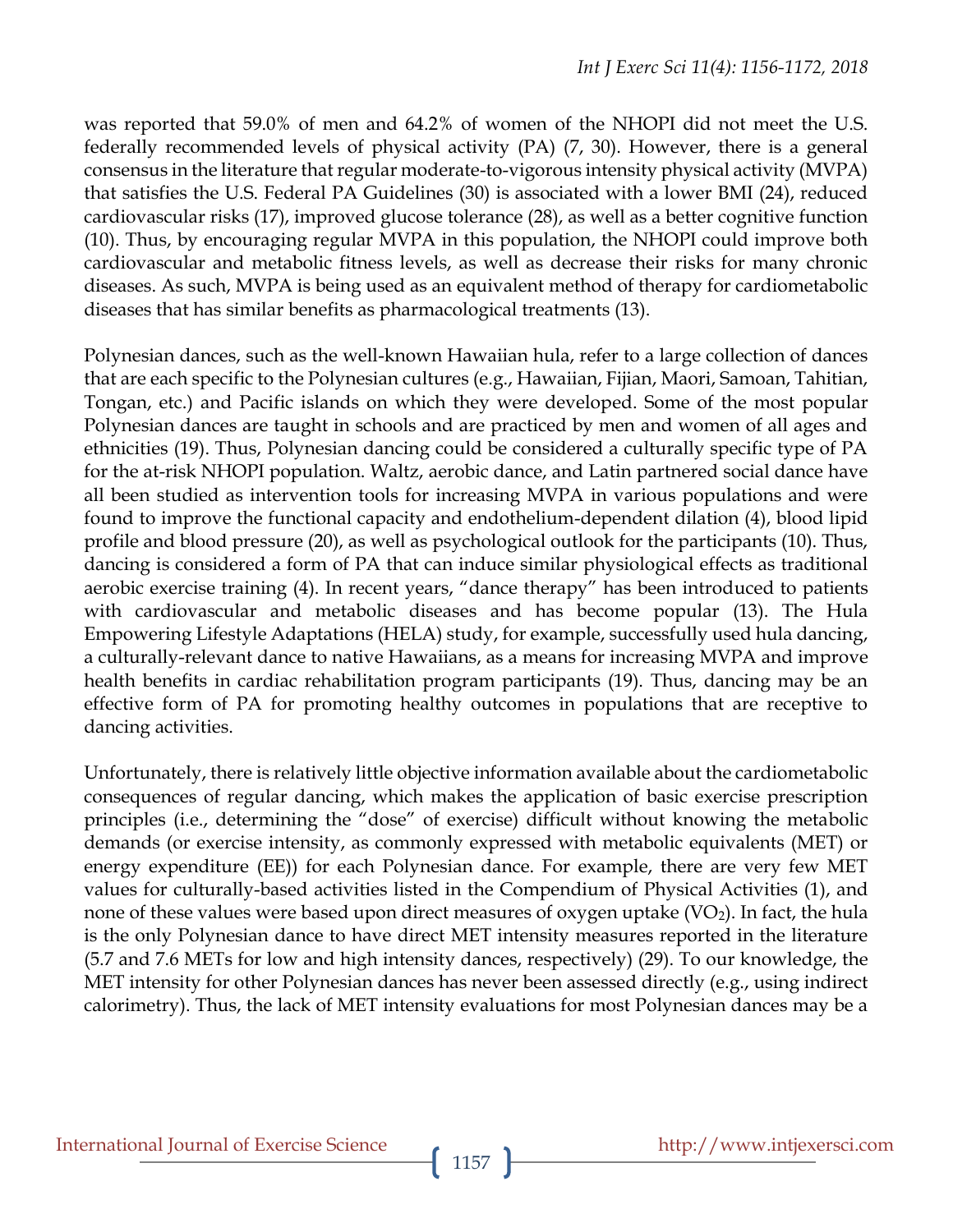was reported that 59.0% of men and 64.2% of women of the NHOPI did not meet the U.S. federally recommended levels of physical activity (PA) (7, 30). However, there is a general consensus in the literature that regular moderate-to-vigorous intensity physical activity (MVPA) that satisfies the U.S. Federal PA Guidelines (30) is associated with a lower BMI (24), reduced cardiovascular risks (17), improved glucose tolerance (28), as well as a better cognitive function (10). Thus, by encouraging regular MVPA in this population, the NHOPI could improve both cardiovascular and metabolic fitness levels, as well as decrease their risks for many chronic diseases. As such, MVPA is being used as an equivalent method of therapy for cardiometabolic diseases that has similar benefits as pharmacological treatments (13).

Polynesian dances, such as the well-known Hawaiian hula, refer to a large collection of dances that are each specific to the Polynesian cultures (e.g., Hawaiian, Fijian, Maori, Samoan, Tahitian, Tongan, etc.) and Pacific islands on which they were developed. Some of the most popular Polynesian dances are taught in schools and are practiced by men and women of all ages and ethnicities (19). Thus, Polynesian dancing could be considered a culturally specific type of PA for the at-risk NHOPI population. Waltz, aerobic dance, and Latin partnered social dance have all been studied as intervention tools for increasing MVPA in various populations and were found to improve the functional capacity and endothelium-dependent dilation (4), blood lipid profile and blood pressure (20), as well as psychological outlook for the participants (10). Thus, dancing is considered a form of PA that can induce similar physiological effects as traditional aerobic exercise training (4). In recent years, "dance therapy" has been introduced to patients with cardiovascular and metabolic diseases and has become popular (13). The Hula Empowering Lifestyle Adaptations (HELA) study, for example, successfully used hula dancing, a culturally-relevant dance to native Hawaiians, as a means for increasing MVPA and improve health benefits in cardiac rehabilitation program participants (19). Thus, dancing may be an effective form of PA for promoting healthy outcomes in populations that are receptive to dancing activities.

Unfortunately, there is relatively little objective information available about the cardiometabolic consequences of regular dancing, which makes the application of basic exercise prescription principles (i.e., determining the "dose" of exercise) difficult without knowing the metabolic demands (or exercise intensity, as commonly expressed with metabolic equivalents (MET) or energy expenditure (EE)) for each Polynesian dance. For example, there are very few MET values for culturally-based activities listed in the Compendium of Physical Activities (1), and none of these values were based upon direct measures of oxygen uptake ($VO_2$). In fact, the hula is the only Polynesian dance to have direct MET intensity measures reported in the literature (5.7 and 7.6 METs for low and high intensity dances, respectively) (29). To our knowledge, the MET intensity for other Polynesian dances has never been assessed directly (e.g., using indirect calorimetry). Thus, the lack of MET intensity evaluations for most Polynesian dances may be a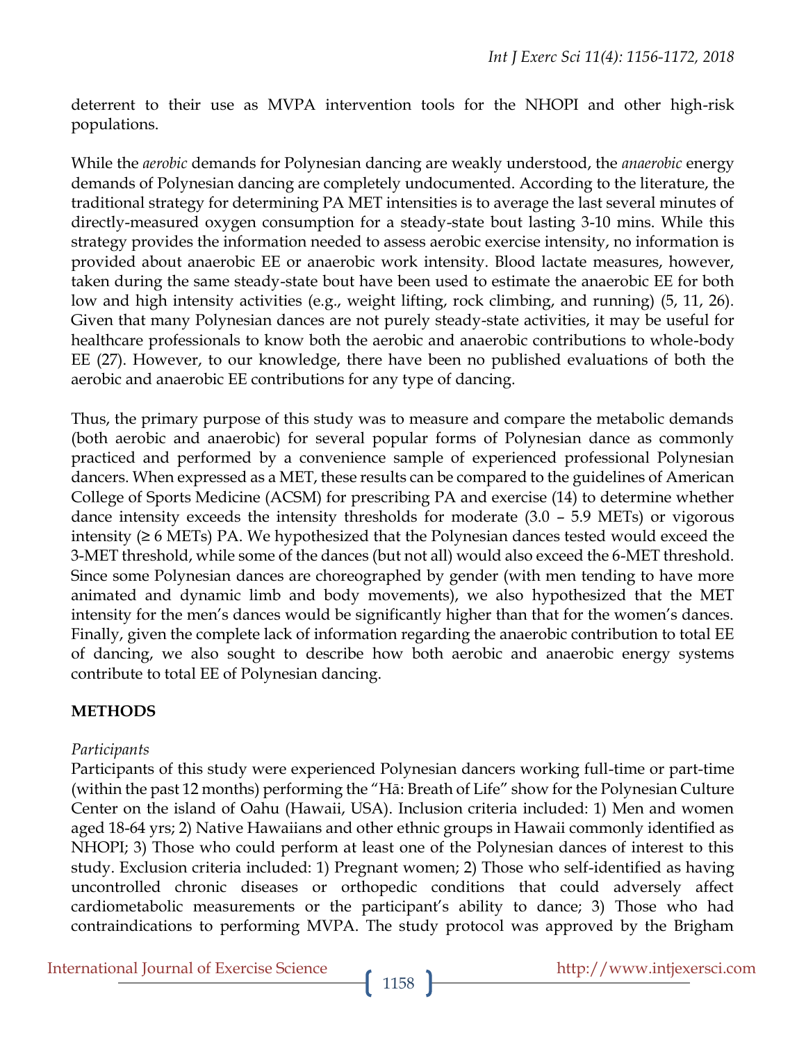deterrent to their use as MVPA intervention tools for the NHOPI and other high-risk populations.

While the *aerobic* demands for Polynesian dancing are weakly understood, the *anaerobic* energy demands of Polynesian dancing are completely undocumented. According to the literature, the traditional strategy for determining PA MET intensities is to average the last several minutes of directly-measured oxygen consumption for a steady-state bout lasting 3-10 mins. While this strategy provides the information needed to assess aerobic exercise intensity, no information is provided about anaerobic EE or anaerobic work intensity. Blood lactate measures, however, taken during the same steady-state bout have been used to estimate the anaerobic EE for both low and high intensity activities (e.g., weight lifting, rock climbing, and running) (5, 11, 26). Given that many Polynesian dances are not purely steady-state activities, it may be useful for healthcare professionals to know both the aerobic and anaerobic contributions to whole-body EE (27). However, to our knowledge, there have been no published evaluations of both the aerobic and anaerobic EE contributions for any type of dancing.

Thus, the primary purpose of this study was to measure and compare the metabolic demands (both aerobic and anaerobic) for several popular forms of Polynesian dance as commonly practiced and performed by a convenience sample of experienced professional Polynesian dancers. When expressed as a MET, these results can be compared to the guidelines of American College of Sports Medicine (ACSM) for prescribing PA and exercise (14) to determine whether dance intensity exceeds the intensity thresholds for moderate (3.0 – 5.9 METs) or vigorous intensity (≥ 6 METs) PA. We hypothesized that the Polynesian dances tested would exceed the 3-MET threshold, while some of the dances (but not all) would also exceed the 6-MET threshold. Since some Polynesian dances are choreographed by gender (with men tending to have more animated and dynamic limb and body movements), we also hypothesized that the MET intensity for the men's dances would be significantly higher than that for the women's dances. Finally, given the complete lack of information regarding the anaerobic contribution to total EE of dancing, we also sought to describe how both aerobic and anaerobic energy systems contribute to total EE of Polynesian dancing.

## METHODS

*Participants*

Participants of this study were experienced Polynesian dancers working full-time or part-time (within the past 12 months) performing the "Hā: Breath of Life" show for the Polynesian Culture Center on the island of Oahu (Hawaii, USA). Inclusion criteria included: 1) Men and women aged 18-64 yrs; 2) Native Hawaiians and other ethnic groups in Hawaii commonly identified as NHOPI; 3) Those who could perform at least one of the Polynesian dances of interest to this study. Exclusion criteria included: 1) Pregnant women; 2) Those who self-identified as having uncontrolled chronic diseases or orthopedic conditions that could adversely affect cardiometabolic measurements or the participant's ability to dance; 3) Those who had contraindications to performing MVPA. The study protocol was approved by the Brigham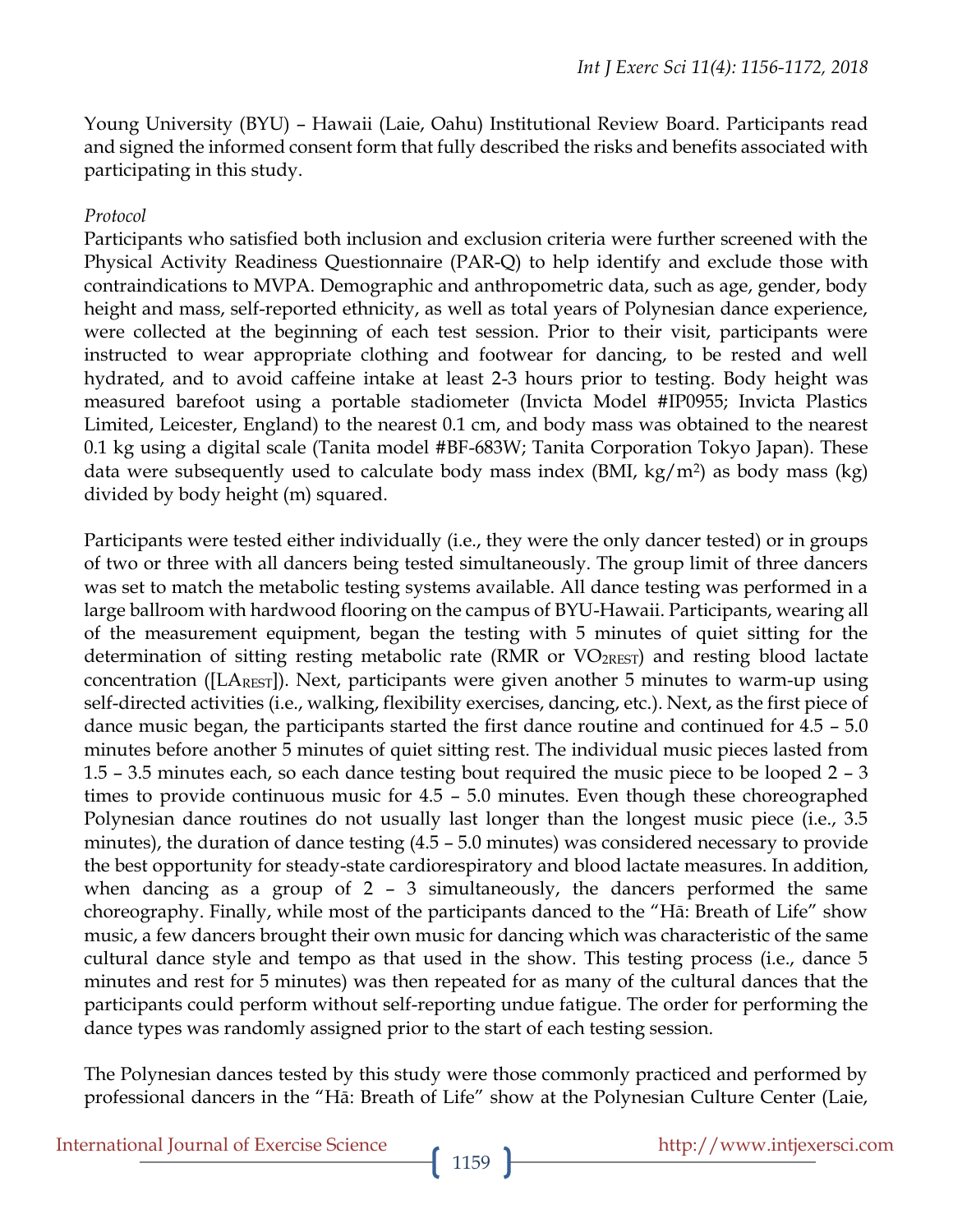Young University (BYU) – Hawaii (Laie, Oahu) Institutional Review Board. Participants read and signed the informed consent form that fully described the risks and benefits associated with participating in this study.

*Protocol*

Participants who satisfied both inclusion and exclusion criteria were further screened with the Physical Activity Readiness Questionnaire (PAR-Q) to help identify and exclude those with contraindications to MVPA. Demographic and anthropometric data, such as age, gender, body height and mass, self-reported ethnicity, as well as total years of Polynesian dance experience, were collected at the beginning of each test session. Prior to their visit, participants were instructed to wear appropriate clothing and footwear for dancing, to be rested and well hydrated, and to avoid caffeine intake at least 2-3 hours prior to testing. Body height was measured barefoot using a portable stadiometer (Invicta Model #IP0955; Invicta Plastics Limited, Leicester, England) to the nearest 0.1 cm, and body mass was obtained to the nearest 0.1 kg using a digital scale (Tanita model #BF-683W; Tanita Corporation Tokyo Japan). These data were subsequently used to calculate body mass index (BMI, $kg/m^2$) as body mass (kg) divided by body height (m) squared.

Participants were tested either individually (i.e., they were the only dancer tested) or in groups of two or three with all dancers being tested simultaneously. The group limit of three dancers was set to match the metabolic testing systems available. All dance testing was performed in a large ballroom with hardwood flooring on the campus of BYU-Hawaii. Participants, wearing all of the measurement equipment, began the testing with 5 minutes of quiet sitting for the determination of sitting resting metabolic rate (RMR or $VO_{2REST}$) and resting blood lactate concentration ($[LA_{REST}]$). Next, participants were given another 5 minutes to warm-up using self-directed activities (i.e., walking, flexibility exercises, dancing, etc.). Next, as the first piece of dance music began, the participants started the first dance routine and continued for 4.5 – 5.0 minutes before another 5 minutes of quiet sitting rest. The individual music pieces lasted from 1.5 – 3.5 minutes each, so each dance testing bout required the music piece to be looped 2 – 3 times to provide continuous music for 4.5 – 5.0 minutes. Even though these choreographed Polynesian dance routines do not usually last longer than the longest music piece (i.e., 3.5 minutes), the duration of dance testing (4.5 – 5.0 minutes) was considered necessary to provide the best opportunity for steady-state cardiorespiratory and blood lactate measures. In addition, when dancing as a group of 2 – 3 simultaneously, the dancers performed the same choreography. Finally, while most of the participants danced to the "Hā: Breath of Life" show music, a few dancers brought their own music for dancing which was characteristic of the same cultural dance style and tempo as that used in the show. This testing process (i.e., dance 5 minutes and rest for 5 minutes) was then repeated for as many of the cultural dances that the participants could perform without self-reporting undue fatigue. The order for performing the dance types was randomly assigned prior to the start of each testing session.

The Polynesian dances tested by this study were those commonly practiced and performed by professional dancers in the "Hā: Breath of Life" show at the Polynesian Culture Center (Laie,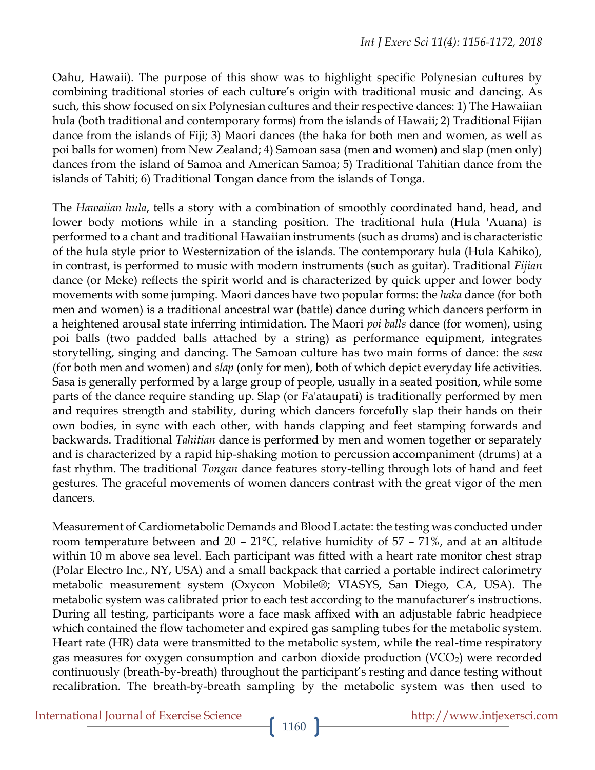Oahu, Hawaii). The purpose of this show was to highlight specific Polynesian cultures by combining traditional stories of each culture's origin with traditional music and dancing. As such, this show focused on six Polynesian cultures and their respective dances: 1) The Hawaiian hula (both traditional and contemporary forms) from the islands of Hawaii; 2) Traditional Fijian dance from the islands of Fiji; 3) Maori dances (the haka for both men and women, as well as poi balls for women) from New Zealand; 4) Samoan sasa (men and women) and slap (men only) dances from the island of Samoa and American Samoa; 5) Traditional Tahitian dance from the islands of Tahiti; 6) Traditional Tongan dance from the islands of Tonga.

The *Hawaiian hula*, tells a story with a combination of smoothly coordinated hand, head, and lower body motions while in a standing position. The traditional hula (Hula 'Auana) is performed to a chant and traditional Hawaiian instruments (such as drums) and is characteristic of the hula style prior to Westernization of the islands. The contemporary hula (Hula Kahiko), in contrast, is performed to music with modern instruments (such as guitar). Traditional *Fijian* dance (or Meke) reflects the spirit world and is characterized by quick upper and lower body movements with some jumping. Maori dances have two popular forms: the *haka* dance (for both men and women) is a traditional ancestral war (battle) dance during which dancers perform in a heightened arousal state inferring intimidation. The Maori *poi balls* dance (for women), using poi balls (two padded balls attached by a string) as performance equipment, integrates storytelling, singing and dancing. The Samoan culture has two main forms of dance: the *sasa* (for both men and women) and *slap* (only for men), both of which depict everyday life activities. Sasa is generally performed by a large group of people, usually in a seated position, while some parts of the dance require standing up. Slap (or Fa'ataupati) is traditionally performed by men and requires strength and stability, during which dancers forcefully slap their hands on their own bodies, in sync with each other, with hands clapping and feet stamping forwards and backwards. Traditional *Tahitian* dance is performed by men and women together or separately and is characterized by a rapid hip-shaking motion to percussion accompaniment (drums) at a fast rhythm. The traditional *Tongan* dance features story-telling through lots of hand and feet gestures. The graceful movements of women dancers contrast with the great vigor of the men dancers.

Measurement of Cardiometabolic Demands and Blood Lactate: the testing was conducted under room temperature between and 20 – 21°C, relative humidity of 57 – 71%, and at an altitude within 10 m above sea level. Each participant was fitted with a heart rate monitor chest strap (Polar Electro Inc., NY, USA) and a small backpack that carried a portable indirect calorimetry metabolic measurement system (Oxycon Mobile®; VIASYS, San Diego, CA, USA). The metabolic system was calibrated prior to each test according to the manufacturer's instructions. During all testing, participants wore a face mask affixed with an adjustable fabric headpiece which contained the flow tachometer and expired gas sampling tubes for the metabolic system. Heart rate (HR) data were transmitted to the metabolic system, while the real-time respiratory gas measures for oxygen consumption and carbon dioxide production ($VCO_2$) were recorded continuously (breath-by-breath) throughout the participant's resting and dance testing without recalibration. The breath-by-breath sampling by the metabolic system was then used to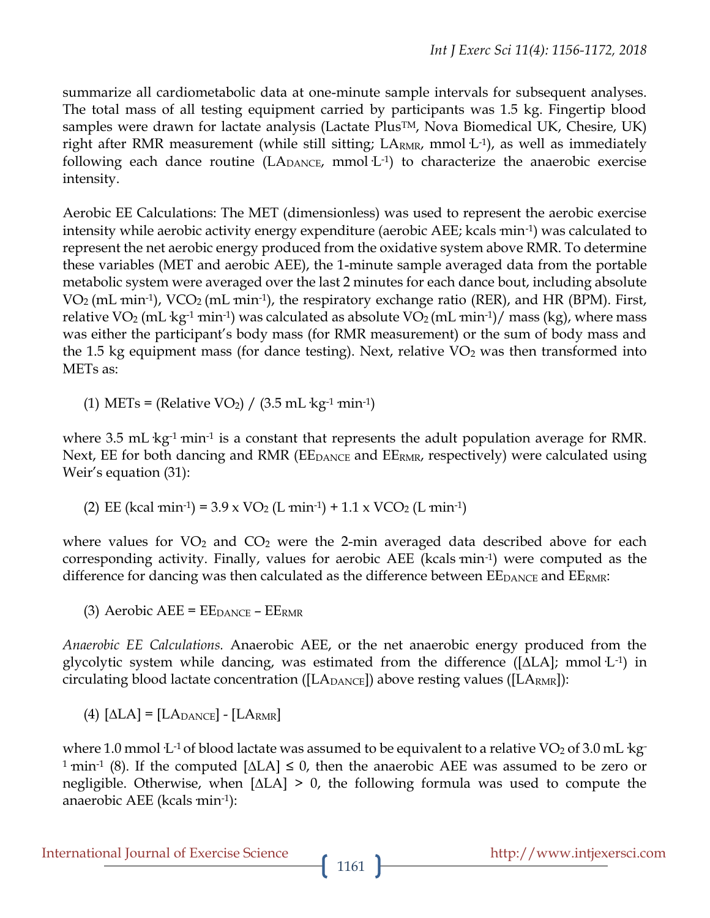summarize all cardiometabolic data at one-minute sample intervals for subsequent analyses. The total mass of all testing equipment carried by participants was 1.5 kg. Fingertip blood samples were drawn for lactate analysis (Lactate Plus™, Nova Biomedical UK, Chesire, UK) right after RMR measurement (while still sitting; $LA_{RMR}$, $mmol \cdot L^{-1}$), as well as immediately following each dance routine ($LA_{DANCE}$, $mmol \cdot L^{-1}$) to characterize the anaerobic exercise intensity.

Aerobic EE Calculations: The MET (dimensionless) was used to represent the aerobic exercise intensity while aerobic activity energy expenditure (aerobic AEE; $kcals \cdot min^{-1}$) was calculated to represent the net aerobic energy produced from the oxidative system above RMR. To determine these variables (MET and aerobic AEE), the 1-minute sample averaged data from the portable metabolic system were averaged over the last 2 minutes for each dance bout, including absolute $VO_2$ ($mL \cdot min^{-1}$), $VCO_2$ ($mL \cdot min^{-1}$), the respiratory exchange ratio (RER), and HR (BPM). First, relative $VO_2$ ($mL \cdot kg^{-1} \cdot min^{-1}$) was calculated as absolute $VO_2$ ($mL \cdot min^{-1}$)/ mass (kg), where mass was either the participant's body mass (for RMR measurement) or the sum of body mass and the 1.5 kg equipment mass (for dance testing). Next, relative $VO_2$ was then transformed into METs as:

$$(1)\ \text{METs} = (\text{Relative } VO_2) / (3.5\ mL \cdot kg^{-1} \cdot min^{-1})$$

where $3.5\ mL \cdot kg^{-1} \cdot min^{-1}$ is a constant that represents the adult population average for RMR. Next, EE for both dancing and RMR ($EE_{DANCE}$ and $EE_{RMR}$, respectively) were calculated using Weir's equation (31):

$$(2)\ \text{EE } (kcal \cdot min^{-1}) = 3.9 \times VO_2\ (L \cdot min^{-1}) + 1.1 \times VCO_2\ (L \cdot min^{-1})$$

where values for $VO_2$ and $CO_2$ were the 2-min averaged data described above for each corresponding activity. Finally, values for aerobic AEE ($kcals \cdot min^{-1}$) were computed as the difference for dancing was then calculated as the difference between $EE_{DANCE}$ and $EE_{RMR}$:

$$(3)\ \text{Aerobic AEE} = EE_{DANCE} - EE_{RMR}$$

*Anaerobic EE Calculations.* Anaerobic AEE, or the net anaerobic energy produced from the glycolytic system while dancing, was estimated from the difference ($[\Delta LA]$; $mmol \cdot L^{-1}$) in circulating blood lactate concentration ($[LA_{DANCE}]$) above resting values ($[LA_{RMR}]$):

$$(4)\ [\Delta LA] = [LA_{DANCE}] - [LA_{RMR}]$$

where $1.0\ mmol \cdot L^{-1}$ of blood lactate was assumed to be equivalent to a relative $VO_2$ of $3.0\ mL \cdot kg^{-1} \cdot min^{-1}$ (8). If the computed $[\Delta LA] \leq 0$, then the anaerobic AEE was assumed to be zero or negligible. Otherwise, when $[\Delta LA] > 0$, the following formula was used to compute the anaerobic AEE ($kcals \cdot min^{-1}$):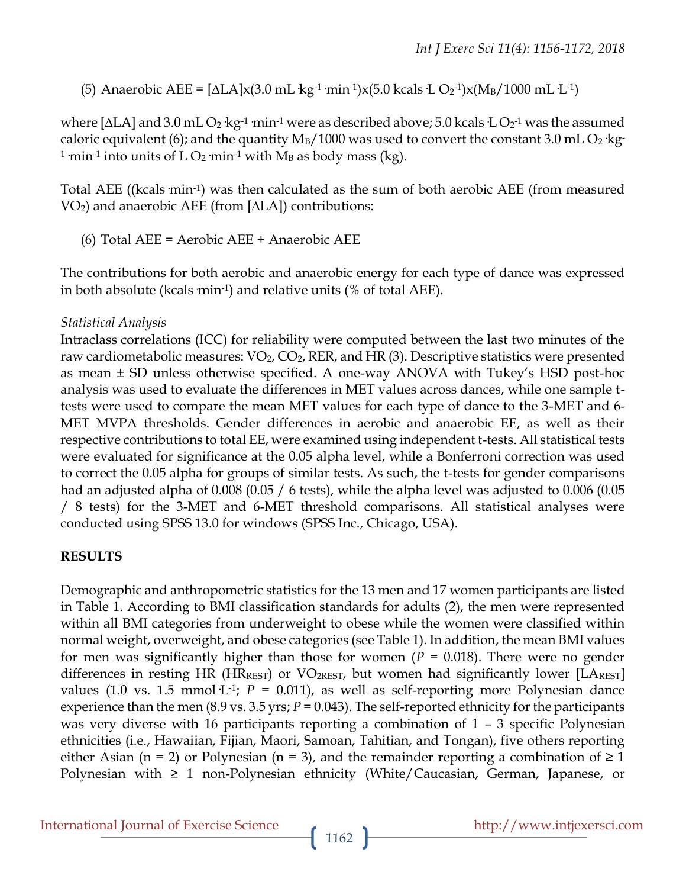(5) Anaerobic AEE = $[\Delta LA] \times (3.0\ mL \cdot kg^{-1} \cdot min^{-1}) \times (5.0\ kcals \cdot L\ O_2^{-1}) \times (M_B / 1000\ mL \cdot L^{-1})$

where $[\Delta LA]$ and $3.0\ mL\ O_2 \cdot kg^{-1} \cdot min^{-1}$ were as described above; $5.0\ kcals \cdot L\ O_2^{-1}$ was the assumed caloric equivalent (6); and the quantity $M_B/1000$ was used to convert the constant $3.0\ mL\ O_2 \cdot kg^{-1} \cdot min^{-1}$ into units of $L\ O_2 \cdot min^{-1}$ with $M_B$ as body mass (kg).

Total AEE ((kcals $\cdot min^{-1}$) was then calculated as the sum of both aerobic AEE (from measured $VO_2$) and anaerobic AEE (from $[\Delta LA]$) contributions:

(6) Total AEE = Aerobic AEE + Anaerobic AEE

The contributions for both aerobic and anaerobic energy for each type of dance was expressed in both absolute (kcals $\cdot min^{-1}$) and relative units (% of total AEE).

*Statistical Analysis*

Intraclass correlations (ICC) for reliability were computed between the last two minutes of the raw cardiometabolic measures: $VO_2$, $CO_2$, RER, and HR (3). Descriptive statistics were presented as mean ± SD unless otherwise specified. A one-way ANOVA with Tukey's HSD post-hoc analysis was used to evaluate the differences in MET values across dances, while one sample t-tests were used to compare the mean MET values for each type of dance to the 3-MET and 6-MET MVPA thresholds. Gender differences in aerobic and anaerobic EE, as well as their respective contributions to total EE, were examined using independent t-tests. All statistical tests were evaluated for significance at the 0.05 alpha level, while a Bonferroni correction was used to correct the 0.05 alpha for groups of similar tests. As such, the t-tests for gender comparisons had an adjusted alpha of 0.008 (0.05 / 6 tests), while the alpha level was adjusted to 0.006 (0.05 / 8 tests) for the 3-MET and 6-MET threshold comparisons. All statistical analyses were conducted using SPSS 13.0 for windows (SPSS Inc., Chicago, USA).

## RESULTS

Demographic and anthropometric statistics for the 13 men and 17 women participants are listed in Table 1. According to BMI classification standards for adults (2), the men were represented within all BMI categories from underweight to obese while the women were classified within normal weight, overweight, and obese categories (see Table 1). In addition, the mean BMI values for men was significantly higher than those for women ($P$ = 0.018). There were no gender differences in resting HR ($HR_{REST}$) or $VO_{2REST}$, but women had significantly lower $[LA_{REST}]$ values (1.0 vs. 1.5 mmol $\cdot L^{-1}$; $P$ = 0.011), as well as self-reporting more Polynesian dance experience than the men (8.9 vs. 3.5 yrs; $P$ = 0.043). The self-reported ethnicity for the participants was very diverse with 16 participants reporting a combination of 1 – 3 specific Polynesian ethnicities (i.e., Hawaiian, Fijian, Maori, Samoan, Tahitian, and Tongan), five others reporting either Asian (n = 2) or Polynesian (n = 3), and the remainder reporting a combination of ≥ 1 Polynesian with ≥ 1 non-Polynesian ethnicity (White/Caucasian, German, Japanese, or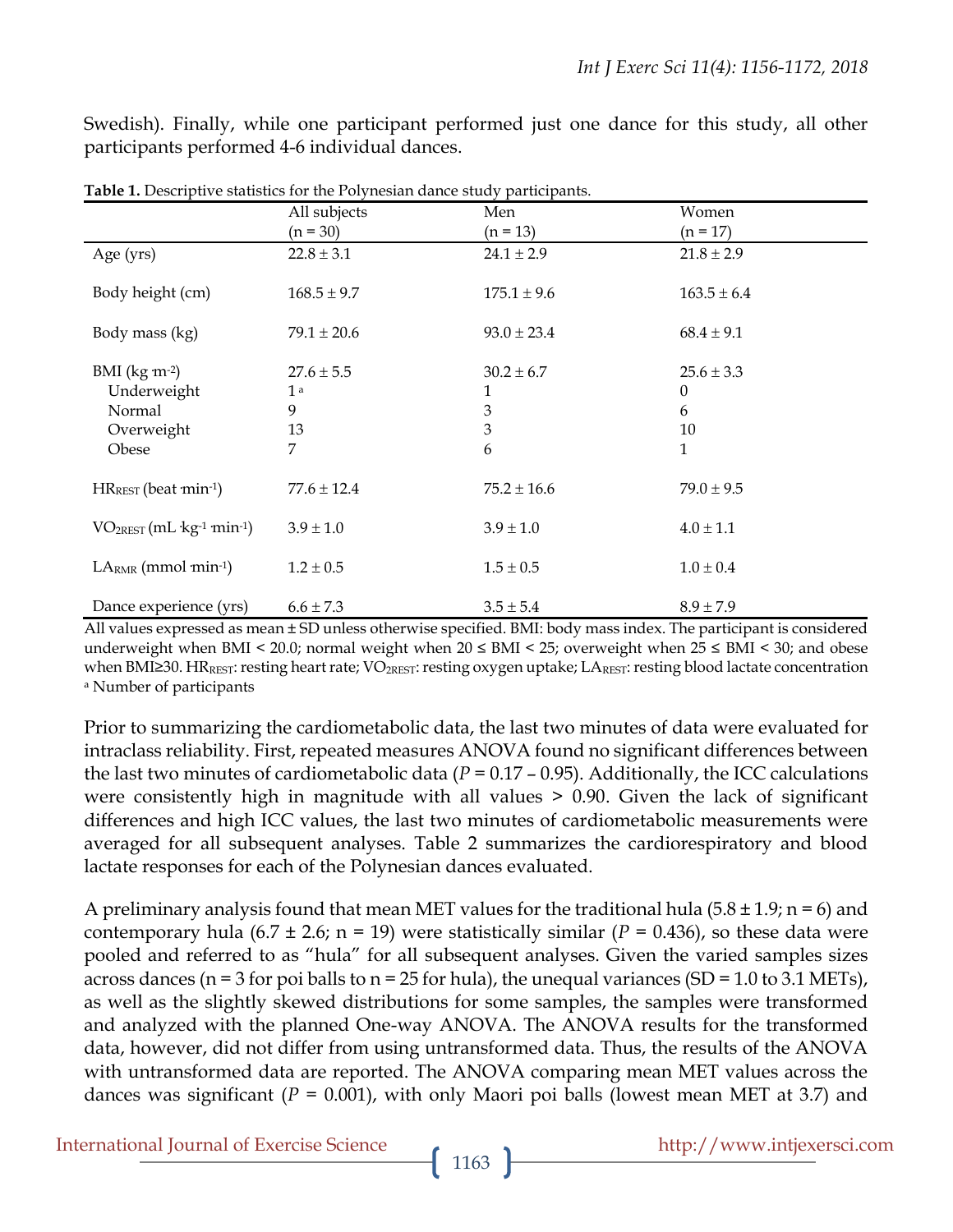Swedish). Finally, while one participant performed just one dance for this study, all other participants performed 4-6 individual dances.

**Table 1.** Descriptive statistics for the Polynesian dance study participants.

| | All subjects (n = 30) | Men (n = 13) | Women (n = 17) |
|---|---|---|---|
| Age (yrs) | 22.8 ± 3.1 | 24.1 ± 2.9 | 21.8 ± 2.9 |
| Body height (cm) | 168.5 ± 9.7 | 175.1 ± 9.6 | 163.5 ± 6.4 |
| Body mass (kg) | 79.1 ± 20.6 | 93.0 ± 23.4 | 68.4 ± 9.1 |
| BMI ($kg \cdot m^{-2}$) | 27.6 ± 5.5 | 30.2 ± 6.7 | 25.6 ± 3.3 |
| Underweight | 1 [a] | 1 | 0 |
| Normal | 9 | 3 | 6 |
| Overweight | 13 | 3 | 10 |
| Obese | 7 | 6 | 1 |
| $HR_{REST}$ ($beat \cdot min^{-1}$) | 77.6 ± 12.4 | 75.2 ± 16.6 | 79.0 ± 9.5 |
| $VO_{2REST}$ ($mL \cdot kg^{-1} \cdot min^{-1}$) | 3.9 ± 1.0 | 3.9 ± 1.0 | 4.0 ± 1.1 |
| $LA_{RMR}$ ($mmol \cdot min^{-1}$) | 1.2 ± 0.5 | 1.5 ± 0.5 | 1.0 ± 0.4 |
| Dance experience (yrs) | 6.6 ± 7.3 | 3.5 ± 5.4 | 8.9 ± 7.9 |

All values expressed as mean ± SD unless otherwise specified. BMI: body mass index. The participant is considered underweight when BMI < 20.0; normal weight when 20 ≤ BMI < 25; overweight when 25 ≤ BMI < 30; and obese when BMI≥30. $HR_{REST}$: resting heart rate; $VO_{2REST}$: resting oxygen uptake; $LA_{REST}$: resting blood lactate concentration
[a] Number of participants

Prior to summarizing the cardiometabolic data, the last two minutes of data were evaluated for intraclass reliability. First, repeated measures ANOVA found no significant differences between the last two minutes of cardiometabolic data ($P$ = 0.17 – 0.95). Additionally, the ICC calculations were consistently high in magnitude with all values > 0.90. Given the lack of significant differences and high ICC values, the last two minutes of cardiometabolic measurements were averaged for all subsequent analyses. Table 2 summarizes the cardiorespiratory and blood lactate responses for each of the Polynesian dances evaluated.

A preliminary analysis found that mean MET values for the traditional hula (5.8 ± 1.9; n = 6) and contemporary hula (6.7 ± 2.6; n = 19) were statistically similar ($P$ = 0.436), so these data were pooled and referred to as "hula" for all subsequent analyses. Given the varied samples sizes across dances (n = 3 for poi balls to n = 25 for hula), the unequal variances (SD = 1.0 to 3.1 METs), as well as the slightly skewed distributions for some samples, the samples were transformed and analyzed with the planned One-way ANOVA. The ANOVA results for the transformed data, however, did not differ from using untransformed data. Thus, the results of the ANOVA with untransformed data are reported. The ANOVA comparing mean MET values across the dances was significant ($P$ = 0.001), with only Maori poi balls (lowest mean MET at 3.7) and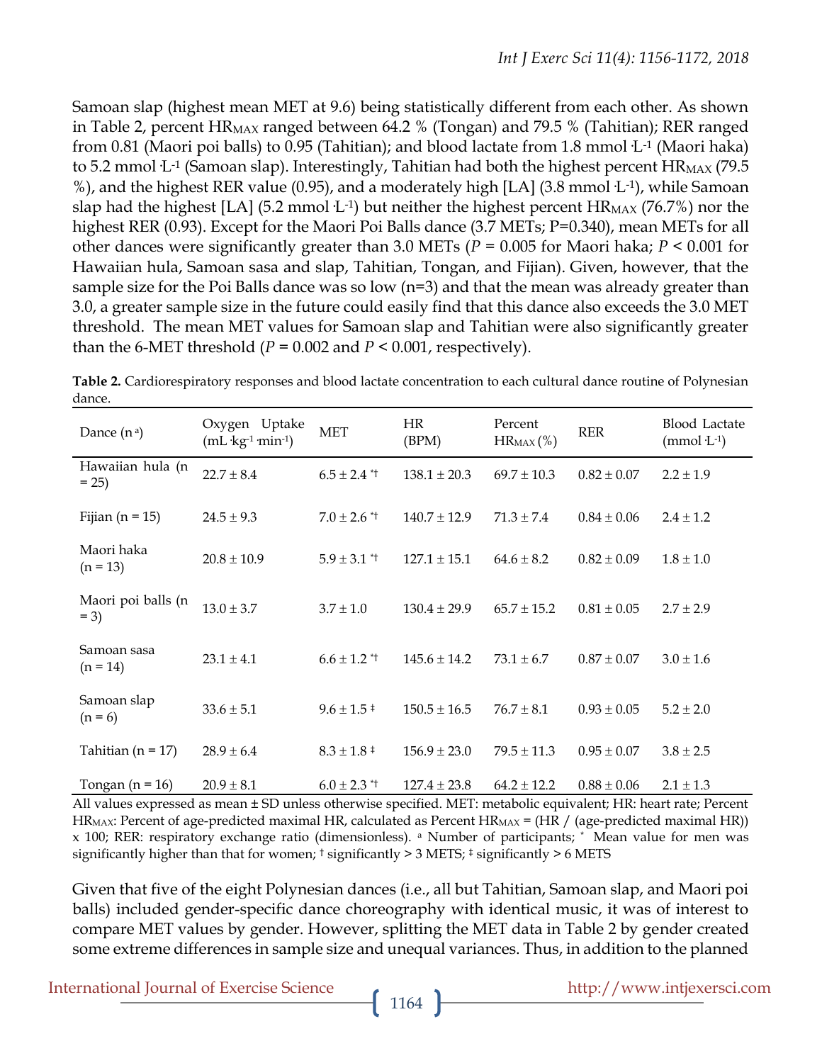Samoan slap (highest mean MET at 9.6) being statistically different from each other. As shown in Table 2, percent $HR_{MAX}$ ranged between 64.2 % (Tongan) and 79.5 % (Tahitian); RER ranged from 0.81 (Maori poi balls) to 0.95 (Tahitian); and blood lactate from 1.8 mmol $\cdot L^{-1}$ (Maori haka) to 5.2 mmol $\cdot L^{-1}$ (Samoan slap). Interestingly, Tahitian had both the highest percent $HR_{MAX}$ (79.5 %), and the highest RER value (0.95), and a moderately high [LA] (3.8 mmol $\cdot L^{-1}$), while Samoan slap had the highest [LA] (5.2 mmol $\cdot L^{-1}$) but neither the highest percent $HR_{MAX}$ (76.7%) nor the highest RER (0.93). Except for the Maori Poi Balls dance (3.7 METs; P=0.340), mean METs for all other dances were significantly greater than 3.0 METs ($P = 0.005$ for Maori haka; $P < 0.001$ for Hawaiian hula, Samoan sasa and slap, Tahitian, Tongan, and Fijian). Given, however, that the sample size for the Poi Balls dance was so low (n=3) and that the mean was already greater than 3.0, a greater sample size in the future could easily find that this dance also exceeds the 3.0 MET threshold. The mean MET values for Samoan slap and Tahitian were also significantly greater than the 6-MET threshold ($P = 0.002$ and $P < 0.001$, respectively).

**Table 2.** Cardiorespiratory responses and blood lactate concentration to each cultural dance routine of Polynesian dance.

| Dance (n [a]) | Oxygen Uptake ($mL \cdot kg^{-1} \cdot min^{-1}$) | MET | HR (BPM) | Percent $HR_{MAX}$ (%) | RER | Blood Lactate ($mmol \cdot L^{-1}$) |
|---|---|---|---|---|---|---|
| Hawaiian hula (n = 25) | 22.7 ± 8.4 | 6.5 ± 2.4 [*†] | 138.1 ± 20.3 | 69.7 ± 10.3 | 0.82 ± 0.07 | 2.2 ± 1.9 |
| Fijian (n = 15) | 24.5 ± 9.3 | 7.0 ± 2.6 [*†] | 140.7 ± 12.9 | 71.3 ± 7.4 | 0.84 ± 0.06 | 2.4 ± 1.2 |
| Maori haka (n = 13) | 20.8 ± 10.9 | 5.9 ± 3.1 [*†] | 127.1 ± 15.1 | 64.6 ± 8.2 | 0.82 ± 0.09 | 1.8 ± 1.0 |
| Maori poi balls (n = 3) | 13.0 ± 3.7 | 3.7 ± 1.0 | 130.4 ± 29.9 | 65.7 ± 15.2 | 0.81 ± 0.05 | 2.7 ± 2.9 |
| Samoan sasa (n = 14) | 23.1 ± 4.1 | 6.6 ± 1.2 [*†] | 145.6 ± 14.2 | 73.1 ± 6.7 | 0.87 ± 0.07 | 3.0 ± 1.6 |
| Samoan slap (n = 6) | 33.6 ± 5.1 | 9.6 ± 1.5 [‡] | 150.5 ± 16.5 | 76.7 ± 8.1 | 0.93 ± 0.05 | 5.2 ± 2.0 |
| Tahitian (n = 17) | 28.9 ± 6.4 | 8.3 ± 1.8 [‡] | 156.9 ± 23.0 | 79.5 ± 11.3 | 0.95 ± 0.07 | 3.8 ± 2.5 |
| Tongan (n = 16) | 20.9 ± 8.1 | 6.0 ± 2.3 [*†] | 127.4 ± 23.8 | 64.2 ± 12.2 | 0.88 ± 0.06 | 2.1 ± 1.3 |

All values expressed as mean ± SD unless otherwise specified. MET: metabolic equivalent; HR: heart rate; Percent $HR_{MAX}$: Percent of age-predicted maximal HR, calculated as Percent $HR_{MAX}$ = (HR / (age-predicted maximal HR)) x 100; RER: respiratory exchange ratio (dimensionless). [a] Number of participants; [*] Mean value for men was significantly higher than that for women; [†] significantly > 3 METS; [‡] significantly > 6 METS

Given that five of the eight Polynesian dances (i.e., all but Tahitian, Samoan slap, and Maori poi balls) included gender-specific dance choreography with identical music, it was of interest to compare MET values by gender. However, splitting the MET data in Table 2 by gender created some extreme differences in sample size and unequal variances. Thus, in addition to the planned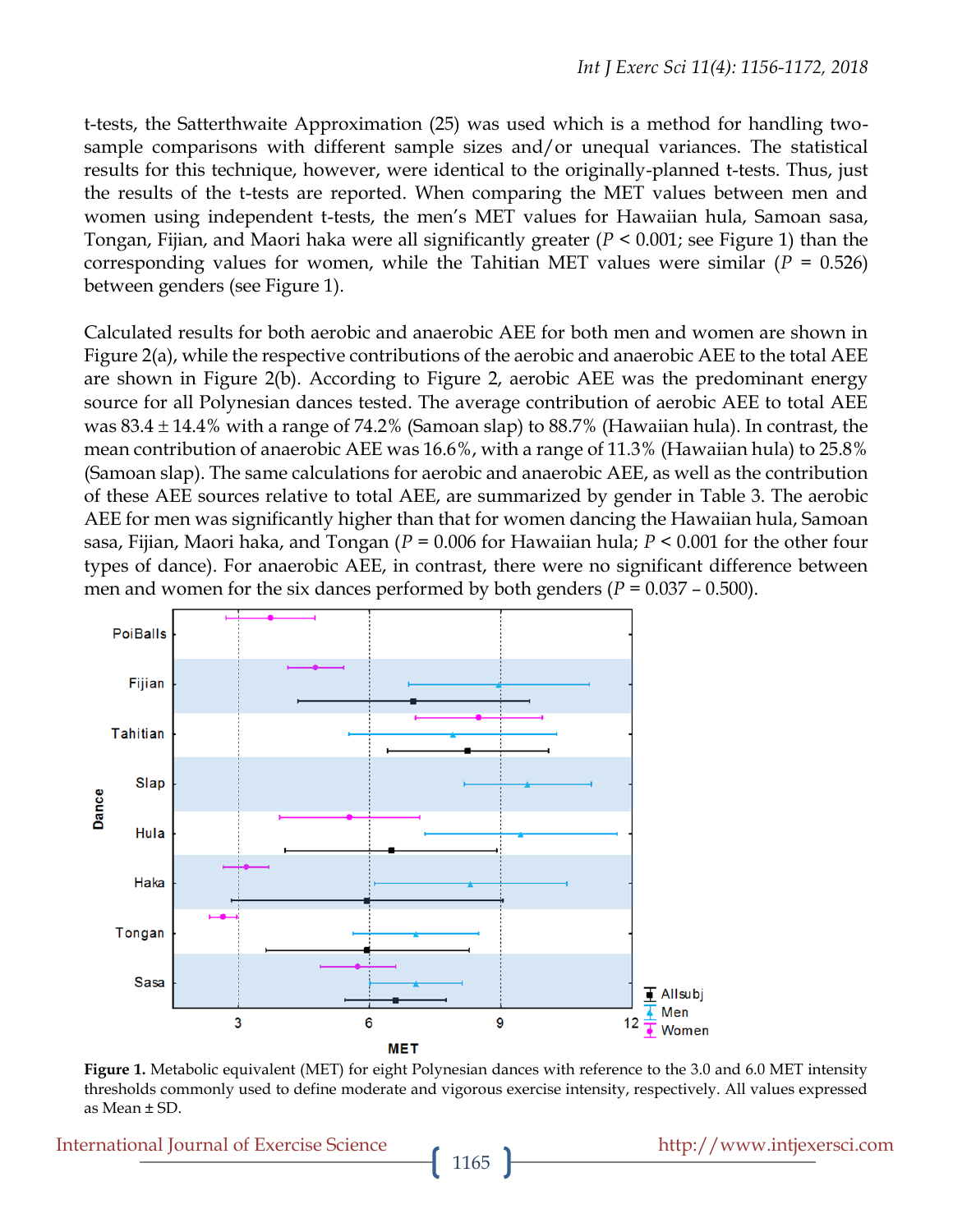t-tests, the Satterthwaite Approximation (25) was used which is a method for handling two-sample comparisons with different sample sizes and/or unequal variances. The statistical results for this technique, however, were identical to the originally-planned t-tests. Thus, just the results of the t-tests are reported. When comparing the MET values between men and women using independent t-tests, the men's MET values for Hawaiian hula, Samoan sasa, Tongan, Fijian, and Maori haka were all significantly greater ($P < 0.001$; see Figure 1) than the corresponding values for women, while the Tahitian MET values were similar ($P = 0.526$) between genders (see Figure 1).

Calculated results for both aerobic and anaerobic AEE for both men and women are shown in Figure 2(a), while the respective contributions of the aerobic and anaerobic AEE to the total AEE are shown in Figure 2(b). According to Figure 2, aerobic AEE was the predominant energy source for all Polynesian dances tested. The average contribution of aerobic AEE to total AEE was 83.4 ± 14.4% with a range of 74.2% (Samoan slap) to 88.7% (Hawaiian hula). In contrast, the mean contribution of anaerobic AEE was 16.6%, with a range of 11.3% (Hawaiian hula) to 25.8% (Samoan slap). The same calculations for aerobic and anaerobic AEE, as well as the contribution of these AEE sources relative to total AEE, are summarized by gender in Table 3. The aerobic AEE for men was significantly higher than that for women dancing the Hawaiian hula, Samoan sasa, Fijian, Maori haka, and Tongan ($P = 0.006$ for Hawaiian hula; $P < 0.001$ for the other four types of dance). For anaerobic AEE, in contrast, there were no significant difference between men and women for the six dances performed by both genders ($P = 0.037 – 0.500$).

**Figure 1.** Metabolic equivalent (MET) for eight Polynesian dances with reference to the 3.0 and 6.0 MET intensity thresholds commonly used to define moderate and vigorous exercise intensity, respectively. All values expressed as Mean ± SD.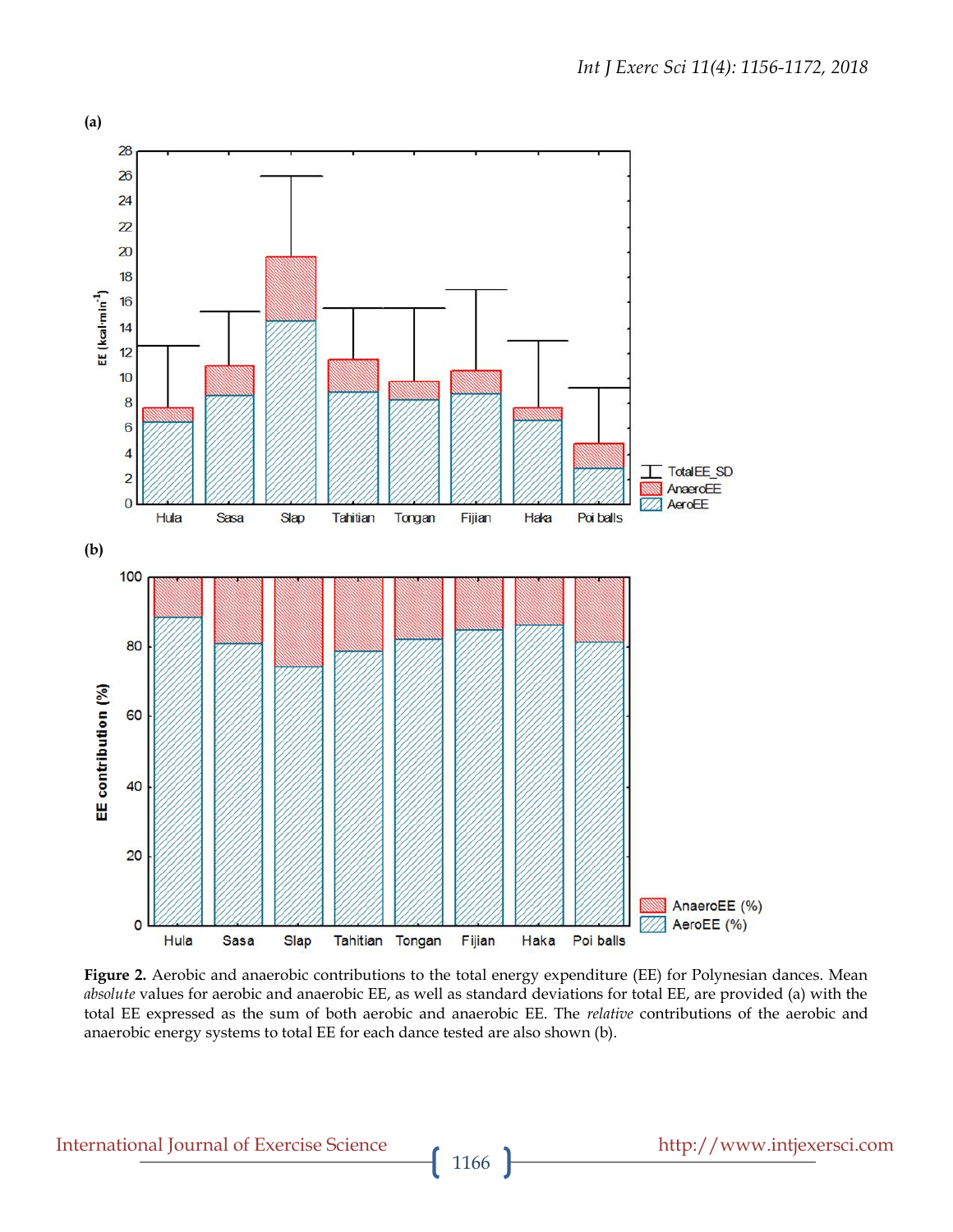**Figure 2.** Aerobic and anaerobic contributions to the total energy expenditure (EE) for Polynesian dances. Mean *absolute* values for aerobic and anaerobic EE, as well as standard deviations for total EE, are provided (a) with the total EE expressed as the sum of both aerobic and anaerobic EE. The *relative* contributions of the aerobic and anaerobic energy systems to total EE for each dance tested are also shown (b).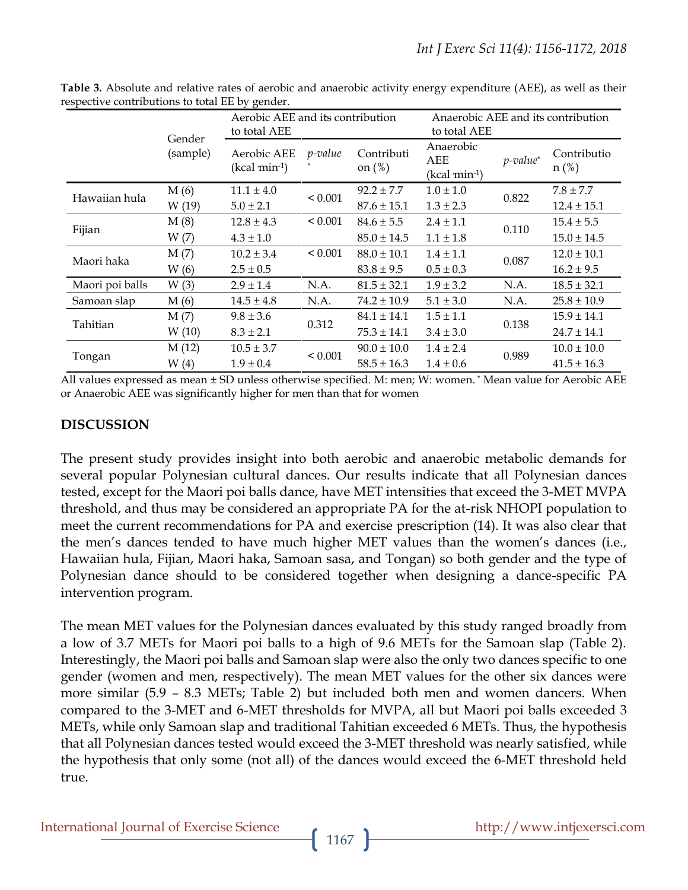**Table 3.** Absolute and relative rates of aerobic and anaerobic activity energy expenditure (AEE), as well as their respective contributions to total EE by gender.

| | Gender (sample) | Aerobic AEE and its contribution to total AEE | | | Anaerobic AEE and its contribution to total AEE | | |
|---|---|---|---|---|---|---|---|
| | | Aerobic AEE (kcal·min$^{-1}$) | *p-value* * | Contribution (%) | Anaerobic AEE (kcal·min$^{-1}$) | *p-value** | Contribution (%) |
| Hawaiian hula | M (6) | 11.1 ± 4.0 | < 0.001 | 92.2 ± 7.7 | 1.0 ± 1.0 | 0.822 | 7.8 ± 7.7 |
| | W (19) | 5.0 ± 2.1 | | 87.6 ± 15.1 | 1.3 ± 2.3 | | 12.4 ± 15.1 |
| Fijian | M (8) | 12.8 ± 4.3 | < 0.001 | 84.6 ± 5.5 | 2.4 ± 1.1 | 0.110 | 15.4 ± 5.5 |
| | W (7) | 4.3 ± 1.0 | | 85.0 ± 14.5 | 1.1 ± 1.8 | | 15.0 ± 14.5 |
| Maori haka | M (7) | 10.2 ± 3.4 | < 0.001 | 88.0 ± 10.1 | 1.4 ± 1.1 | 0.087 | 12.0 ± 10.1 |
| | W (6) | 2.5 ± 0.5 | | 83.8 ± 9.5 | 0.5 ± 0.3 | | 16.2 ± 9.5 |
| Maori poi balls | W (3) | 2.9 ± 1.4 | N.A. | 81.5 ± 32.1 | 1.9 ± 3.2 | N.A. | 18.5 ± 32.1 |
| Samoan slap | M (6) | 14.5 ± 4.8 | N.A. | 74.2 ± 10.9 | 5.1 ± 3.0 | N.A. | 25.8 ± 10.9 |
| Tahitian | M (7) | 9.8 ± 3.6 | 0.312 | 84.1 ± 14.1 | 1.5 ± 1.1 | 0.138 | 15.9 ± 14.1 |
| | W (10) | 8.3 ± 2.1 | | 75.3 ± 14.1 | 3.4 ± 3.0 | | 24.7 ± 14.1 |
| Tongan | M (12) | 10.5 ± 3.7 | < 0.001 | 90.0 ± 10.0 | 1.4 ± 2.4 | 0.989 | 10.0 ± 10.0 |
| | W (4) | 1.9 ± 0.4 | | 58.5 ± 16.3 | 1.4 ± 0.6 | | 41.5 ± 16.3 |

All values expressed as mean ± SD unless otherwise specified. M: men; W: women. * Mean value for Aerobic AEE or Anaerobic AEE was significantly higher for men than that for women

## DISCUSSION

The present study provides insight into both aerobic and anaerobic metabolic demands for several popular Polynesian cultural dances. Our results indicate that all Polynesian dances tested, except for the Maori poi balls dance, have MET intensities that exceed the 3-MET MVPA threshold, and thus may be considered an appropriate PA for the at-risk NHOPI population to meet the current recommendations for PA and exercise prescription (14). It was also clear that the men's dances tended to have much higher MET values than the women's dances (i.e., Hawaiian hula, Fijian, Maori haka, Samoan sasa, and Tongan) so both gender and the type of Polynesian dance should to be considered together when designing a dance-specific PA intervention program.

The mean MET values for the Polynesian dances evaluated by this study ranged broadly from a low of 3.7 METs for Maori poi balls to a high of 9.6 METs for the Samoan slap (Table 2). Interestingly, the Maori poi balls and Samoan slap were also the only two dances specific to one gender (women and men, respectively). The mean MET values for the other six dances were more similar (5.9 – 8.3 METs; Table 2) but included both men and women dancers. When compared to the 3-MET and 6-MET thresholds for MVPA, all but Maori poi balls exceeded 3 METs, while only Samoan slap and traditional Tahitian exceeded 6 METs. Thus, the hypothesis that all Polynesian dances tested would exceed the 3-MET threshold was nearly satisfied, while the hypothesis that only some (not all) of the dances would exceed the 6-MET threshold held true.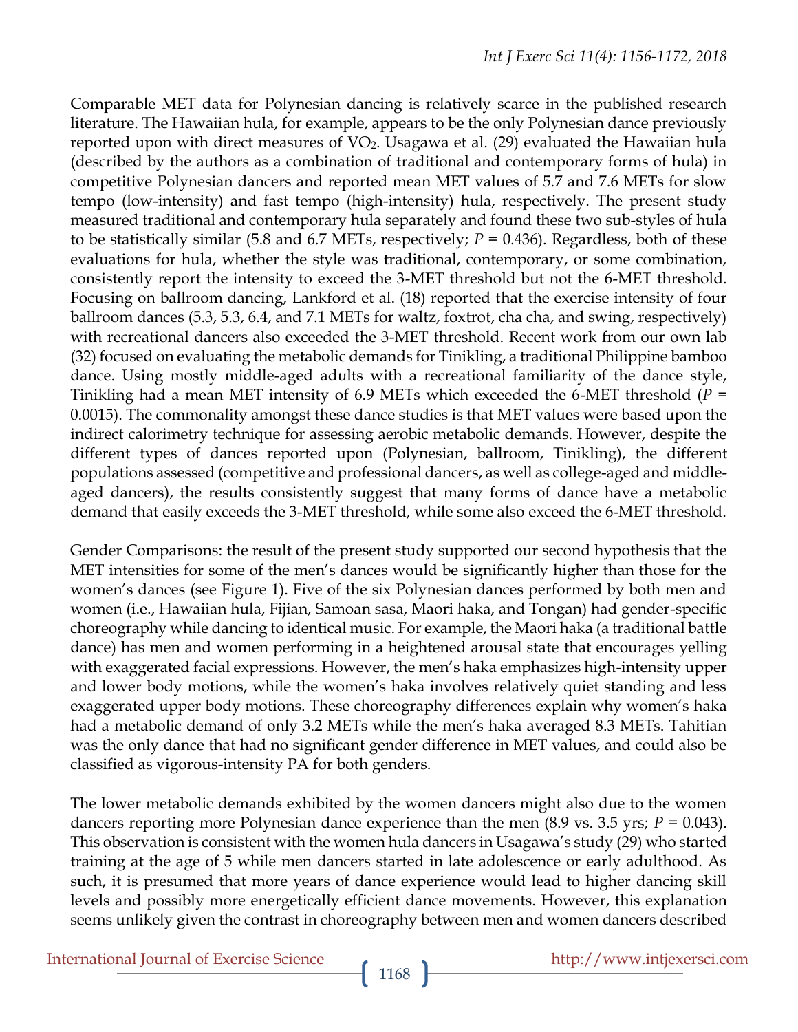Comparable MET data for Polynesian dancing is relatively scarce in the published research literature. The Hawaiian hula, for example, appears to be the only Polynesian dance previously reported upon with direct measures of $VO_2$. Usagawa et al. (29) evaluated the Hawaiian hula (described by the authors as a combination of traditional and contemporary forms of hula) in competitive Polynesian dancers and reported mean MET values of 5.7 and 7.6 METs for slow tempo (low-intensity) and fast tempo (high-intensity) hula, respectively. The present study measured traditional and contemporary hula separately and found these two sub-styles of hula to be statistically similar (5.8 and 6.7 METs, respectively; $P = 0.436$). Regardless, both of these evaluations for hula, whether the style was traditional, contemporary, or some combination, consistently report the intensity to exceed the 3-MET threshold but not the 6-MET threshold. Focusing on ballroom dancing, Lankford et al. (18) reported that the exercise intensity of four ballroom dances (5.3, 5.3, 6.4, and 7.1 METs for waltz, foxtrot, cha cha, and swing, respectively) with recreational dancers also exceeded the 3-MET threshold. Recent work from our own lab (32) focused on evaluating the metabolic demands for Tinikling, a traditional Philippine bamboo dance. Using mostly middle-aged adults with a recreational familiarity of the dance style, Tinikling had a mean MET intensity of 6.9 METs which exceeded the 6-MET threshold ($P = 0.0015$). The commonality amongst these dance studies is that MET values were based upon the indirect calorimetry technique for assessing aerobic metabolic demands. However, despite the different types of dances reported upon (Polynesian, ballroom, Tinikling), the different populations assessed (competitive and professional dancers, as well as college-aged and middle-aged dancers), the results consistently suggest that many forms of dance have a metabolic demand that easily exceeds the 3-MET threshold, while some also exceed the 6-MET threshold.

Gender Comparisons: the result of the present study supported our second hypothesis that the MET intensities for some of the men's dances would be significantly higher than those for the women's dances (see Figure 1). Five of the six Polynesian dances performed by both men and women (i.e., Hawaiian hula, Fijian, Samoan sasa, Maori haka, and Tongan) had gender-specific choreography while dancing to identical music. For example, the Maori haka (a traditional battle dance) has men and women performing in a heightened arousal state that encourages yelling with exaggerated facial expressions. However, the men's haka emphasizes high-intensity upper and lower body motions, while the women's haka involves relatively quiet standing and less exaggerated upper body motions. These choreography differences explain why women's haka had a metabolic demand of only 3.2 METs while the men's haka averaged 8.3 METs. Tahitian was the only dance that had no significant gender difference in MET values, and could also be classified as vigorous-intensity PA for both genders.

The lower metabolic demands exhibited by the women dancers might also due to the women dancers reporting more Polynesian dance experience than the men (8.9 vs. 3.5 yrs; $P = 0.043$). This observation is consistent with the women hula dancers in Usagawa's study (29) who started training at the age of 5 while men dancers started in late adolescence or early adulthood. As such, it is presumed that more years of dance experience would lead to higher dancing skill levels and possibly more energetically efficient dance movements. However, this explanation seems unlikely given the contrast in choreography between men and women dancers described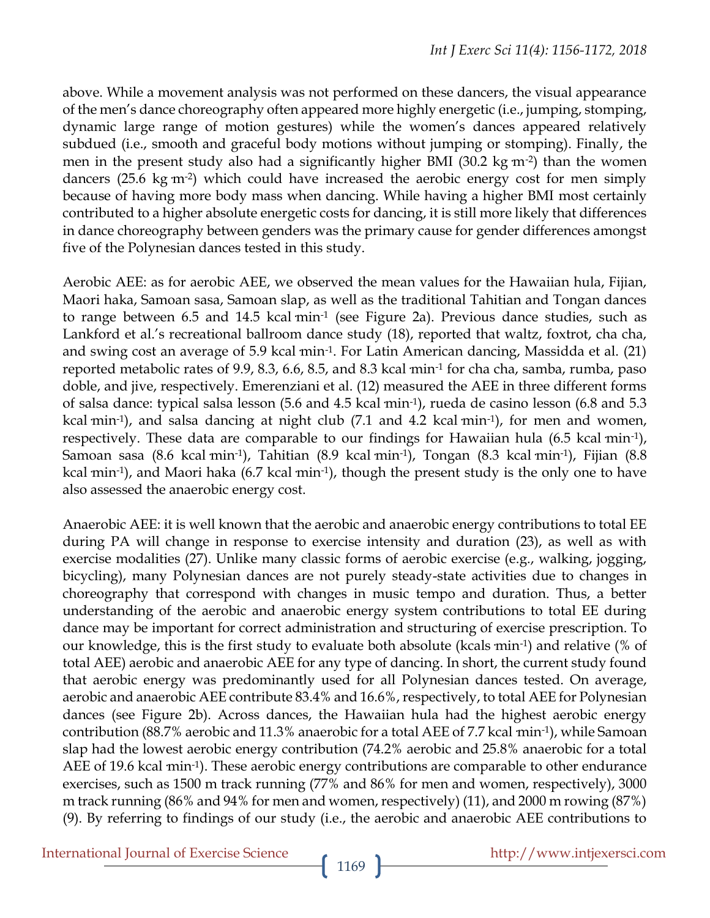above. While a movement analysis was not performed on these dancers, the visual appearance of the men's dance choreography often appeared more highly energetic (i.e., jumping, stomping, dynamic large range of motion gestures) while the women's dances appeared relatively subdued (i.e., smooth and graceful body motions without jumping or stomping). Finally, the men in the present study also had a significantly higher BMI (30.2 kg·m$^{-2}$) than the women dancers (25.6 kg·m$^{-2}$) which could have increased the aerobic energy cost for men simply because of having more body mass when dancing. While having a higher BMI most certainly contributed to a higher absolute energetic costs for dancing, it is still more likely that differences in dance choreography between genders was the primary cause for gender differences amongst five of the Polynesian dances tested in this study.

Aerobic AEE: as for aerobic AEE, we observed the mean values for the Hawaiian hula, Fijian, Maori haka, Samoan sasa, Samoan slap, as well as the traditional Tahitian and Tongan dances to range between 6.5 and 14.5 kcal·min$^{-1}$ (see Figure 2a). Previous dance studies, such as Lankford et al.'s recreational ballroom dance study (18), reported that waltz, foxtrot, cha cha, and swing cost an average of 5.9 kcal·min$^{-1}$. For Latin American dancing, Massidda et al. (21) reported metabolic rates of 9.9, 8.3, 6.6, 8.5, and 8.3 kcal·min$^{-1}$ for cha cha, samba, rumba, paso doble, and jive, respectively. Emerenziani et al. (12) measured the AEE in three different forms of salsa dance: typical salsa lesson (5.6 and 4.5 kcal·min$^{-1}$), rueda de casino lesson (6.8 and 5.3 kcal·min$^{-1}$), and salsa dancing at night club (7.1 and 4.2 kcal·min$^{-1}$), for men and women, respectively. These data are comparable to our findings for Hawaiian hula (6.5 kcal·min$^{-1}$), Samoan sasa (8.6 kcal·min$^{-1}$), Tahitian (8.9 kcal·min$^{-1}$), Tongan (8.3 kcal·min$^{-1}$), Fijian (8.8 kcal·min$^{-1}$), and Maori haka (6.7 kcal·min$^{-1}$), though the present study is the only one to have also assessed the anaerobic energy cost.

Anaerobic AEE: it is well known that the aerobic and anaerobic energy contributions to total EE during PA will change in response to exercise intensity and duration (23), as well as with exercise modalities (27). Unlike many classic forms of aerobic exercise (e.g., walking, jogging, bicycling), many Polynesian dances are not purely steady-state activities due to changes in choreography that correspond with changes in music tempo and duration. Thus, a better understanding of the aerobic and anaerobic energy system contributions to total EE during dance may be important for correct administration and structuring of exercise prescription. To our knowledge, this is the first study to evaluate both absolute (kcals·min$^{-1}$) and relative (% of total AEE) aerobic and anaerobic AEE for any type of dancing. In short, the current study found that aerobic energy was predominantly used for all Polynesian dances tested. On average, aerobic and anaerobic AEE contribute 83.4% and 16.6%, respectively, to total AEE for Polynesian dances (see Figure 2b). Across dances, the Hawaiian hula had the highest aerobic energy contribution (88.7% aerobic and 11.3% anaerobic for a total AEE of 7.7 kcal·min$^{-1}$), while Samoan slap had the lowest aerobic energy contribution (74.2% aerobic and 25.8% anaerobic for a total AEE of 19.6 kcal·min$^{-1}$). These aerobic energy contributions are comparable to other endurance exercises, such as 1500 m track running (77% and 86% for men and women, respectively), 3000 m track running (86% and 94% for men and women, respectively) (11), and 2000 m rowing (87%) (9). By referring to findings of our study (i.e., the aerobic and anaerobic AEE contributions to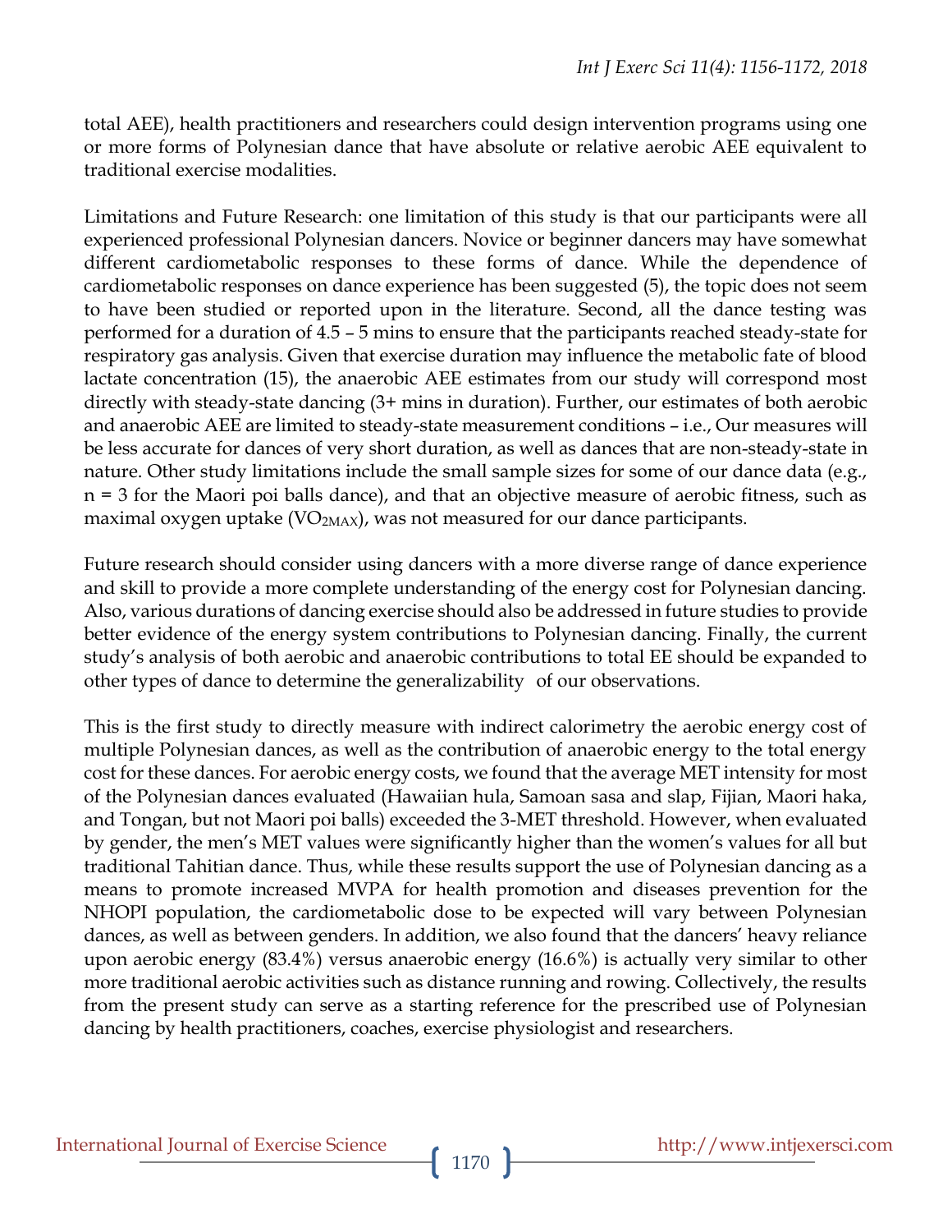total AEE), health practitioners and researchers could design intervention programs using one or more forms of Polynesian dance that have absolute or relative aerobic AEE equivalent to traditional exercise modalities.

Limitations and Future Research: one limitation of this study is that our participants were all experienced professional Polynesian dancers. Novice or beginner dancers may have somewhat different cardiometabolic responses to these forms of dance. While the dependence of cardiometabolic responses on dance experience has been suggested (5), the topic does not seem to have been studied or reported upon in the literature. Second, all the dance testing was performed for a duration of 4.5 – 5 mins to ensure that the participants reached steady-state for respiratory gas analysis. Given that exercise duration may influence the metabolic fate of blood lactate concentration (15), the anaerobic AEE estimates from our study will correspond most directly with steady-state dancing (3+ mins in duration). Further, our estimates of both aerobic and anaerobic AEE are limited to steady-state measurement conditions – i.e., Our measures will be less accurate for dances of very short duration, as well as dances that are non-steady-state in nature. Other study limitations include the small sample sizes for some of our dance data (e.g., n = 3 for the Maori poi balls dance), and that an objective measure of aerobic fitness, such as maximal oxygen uptake ($VO_{2MAX}$), was not measured for our dance participants.

Future research should consider using dancers with a more diverse range of dance experience and skill to provide a more complete understanding of the energy cost for Polynesian dancing. Also, various durations of dancing exercise should also be addressed in future studies to provide better evidence of the energy system contributions to Polynesian dancing. Finally, the current study's analysis of both aerobic and anaerobic contributions to total EE should be expanded to other types of dance to determine the generalizability of our observations.

This is the first study to directly measure with indirect calorimetry the aerobic energy cost of multiple Polynesian dances, as well as the contribution of anaerobic energy to the total energy cost for these dances. For aerobic energy costs, we found that the average MET intensity for most of the Polynesian dances evaluated (Hawaiian hula, Samoan sasa and slap, Fijian, Maori haka, and Tongan, but not Maori poi balls) exceeded the 3-MET threshold. However, when evaluated by gender, the men's MET values were significantly higher than the women's values for all but traditional Tahitian dance. Thus, while these results support the use of Polynesian dancing as a means to promote increased MVPA for health promotion and diseases prevention for the NHOPI population, the cardiometabolic dose to be expected will vary between Polynesian dances, as well as between genders. In addition, we also found that the dancers' heavy reliance upon aerobic energy (83.4%) versus anaerobic energy (16.6%) is actually very similar to other more traditional aerobic activities such as distance running and rowing. Collectively, the results from the present study can serve as a starting reference for the prescribed use of Polynesian dancing by health practitioners, coaches, exercise physiologist and researchers.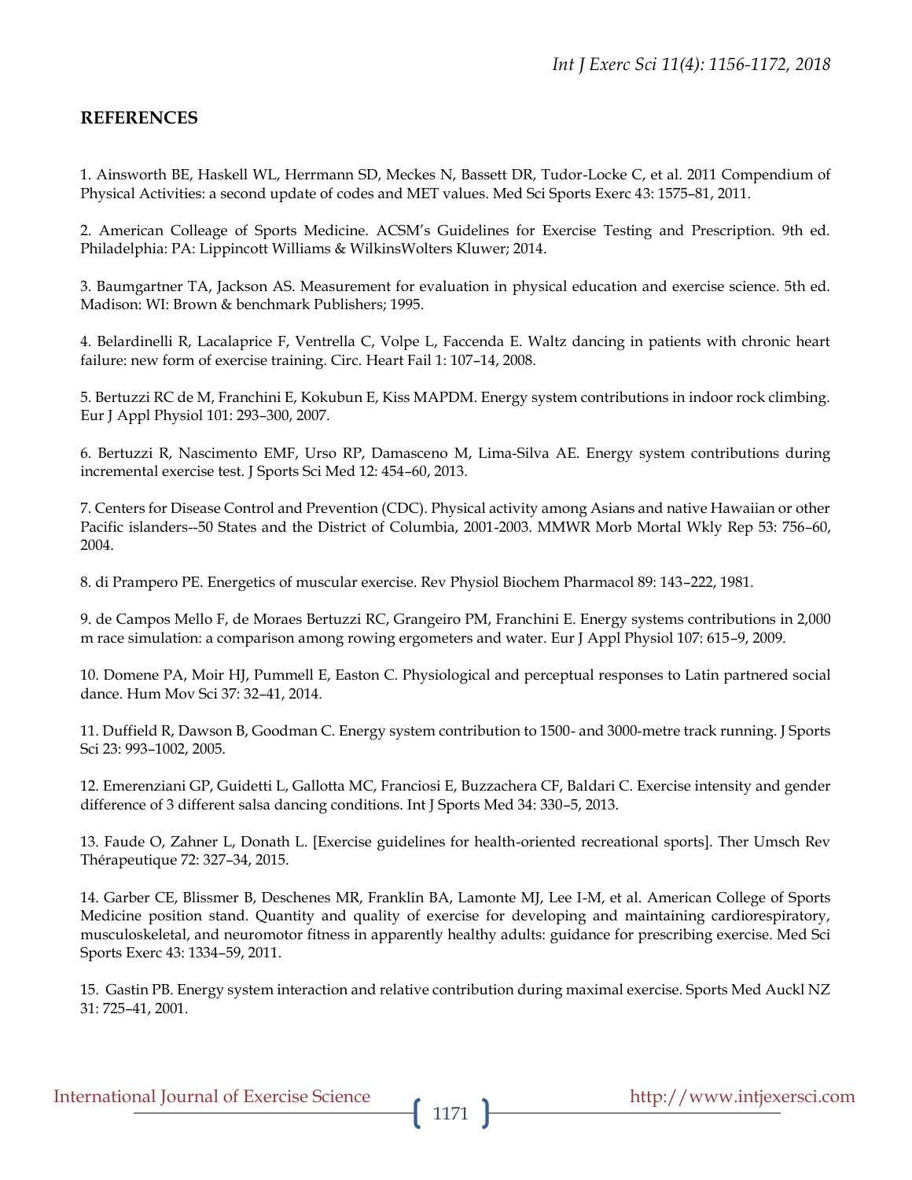## REFERENCES

1. Ainsworth BE, Haskell WL, Herrmann SD, Meckes N, Bassett DR, Tudor-Locke C, et al. 2011 Compendium of Physical Activities: a second update of codes and MET values. Med Sci Sports Exerc 43: 1575–81, 2011.

2. American Colleage of Sports Medicine. ACSM's Guidelines for Exercise Testing and Prescription. 9th ed. Philadelphia: PA: Lippincott Williams & WilkinsWolters Kluwer; 2014.

3. Baumgartner TA, Jackson AS. Measurement for evaluation in physical education and exercise science. 5th ed. Madison: WI: Brown & benchmark Publishers; 1995.

4. Belardinelli R, Lacalaprice F, Ventrella C, Volpe L, Faccenda E. Waltz dancing in patients with chronic heart failure: new form of exercise training. Circ. Heart Fail 1: 107–14, 2008.

5. Bertuzzi RC de M, Franchini E, Kokubun E, Kiss MAPDM. Energy system contributions in indoor rock climbing. Eur J Appl Physiol 101: 293–300, 2007.

6. Bertuzzi R, Nascimento EMF, Urso RP, Damasceno M, Lima-Silva AE. Energy system contributions during incremental exercise test. J Sports Sci Med 12: 454–60, 2013.

7. Centers for Disease Control and Prevention (CDC). Physical activity among Asians and native Hawaiian or other Pacific islanders--50 States and the District of Columbia, 2001-2003. MMWR Morb Mortal Wkly Rep 53: 756–60, 2004.

8. di Prampero PE. Energetics of muscular exercise. Rev Physiol Biochem Pharmacol 89: 143–222, 1981.

9. de Campos Mello F, de Moraes Bertuzzi RC, Grangeiro PM, Franchini E. Energy systems contributions in 2,000 m race simulation: a comparison among rowing ergometers and water. Eur J Appl Physiol 107: 615–9, 2009.

10. Domene PA, Moir HJ, Pummell E, Easton C. Physiological and perceptual responses to Latin partnered social dance. Hum Mov Sci 37: 32–41, 2014.

11. Duffield R, Dawson B, Goodman C. Energy system contribution to 1500- and 3000-metre track running. J Sports Sci 23: 993–1002, 2005.

12. Emerenziani GP, Guidetti L, Gallotta MC, Franciosi E, Buzzachera CF, Baldari C. Exercise intensity and gender difference of 3 different salsa dancing conditions. Int J Sports Med 34: 330–5, 2013.

13. Faude O, Zahner L, Donath L. [Exercise guidelines for health-oriented recreational sports]. Ther Umsch Rev Thérapeutique 72: 327–34, 2015.

14. Garber CE, Blissmer B, Deschenes MR, Franklin BA, Lamonte MJ, Lee I-M, et al. American College of Sports Medicine position stand. Quantity and quality of exercise for developing and maintaining cardiorespiratory, musculoskeletal, and neuromotor fitness in apparently healthy adults: guidance for prescribing exercise. Med Sci Sports Exerc 43: 1334–59, 2011.

15. Gastin PB. Energy system interaction and relative contribution during maximal exercise. Sports Med Auckl NZ 31: 725–41, 2001.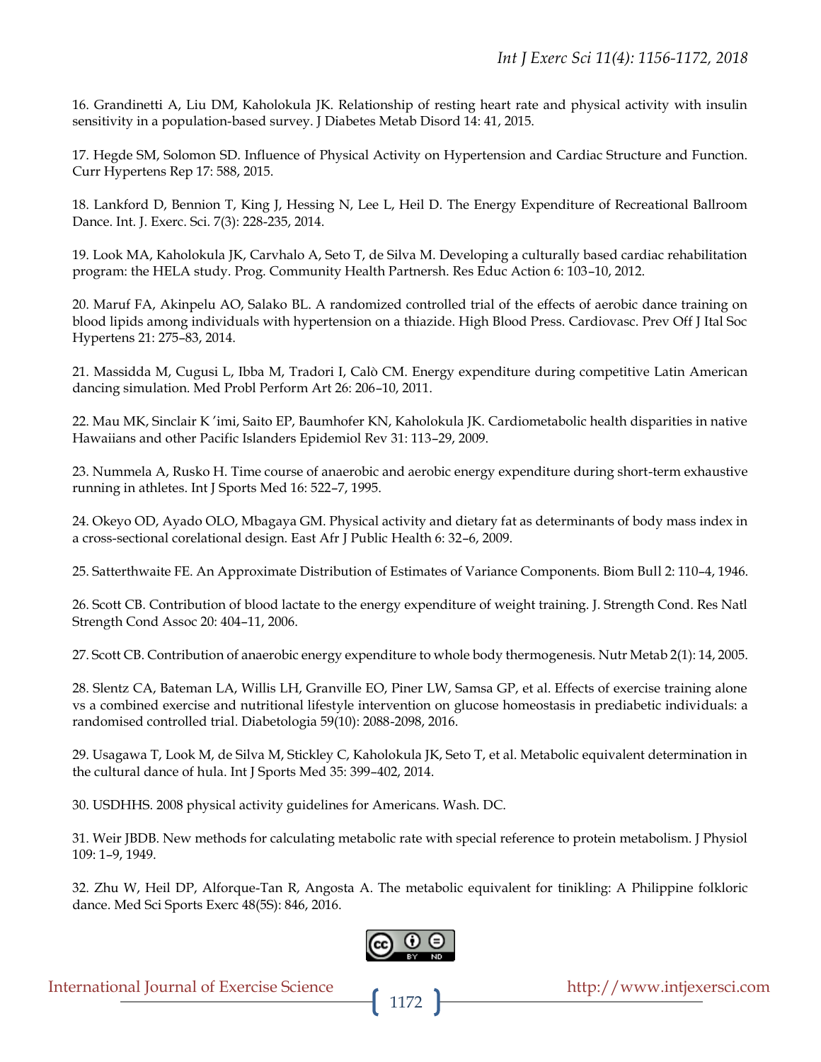16. Grandinetti A, Liu DM, Kaholokula JK. Relationship of resting heart rate and physical activity with insulin sensitivity in a population-based survey. J Diabetes Metab Disord 14: 41, 2015.

17. Hegde SM, Solomon SD. Influence of Physical Activity on Hypertension and Cardiac Structure and Function. Curr Hypertens Rep 17: 588, 2015.

18. Lankford D, Bennion T, King J, Hessing N, Lee L, Heil D. The Energy Expenditure of Recreational Ballroom Dance. Int. J. Exerc. Sci. 7(3): 228-235, 2014.

19. Look MA, Kaholokula JK, Carvhalo A, Seto T, de Silva M. Developing a culturally based cardiac rehabilitation program: the HELA study. Prog. Community Health Partnersh. Res Educ Action 6: 103–10, 2012.

20. Maruf FA, Akinpelu AO, Salako BL. A randomized controlled trial of the effects of aerobic dance training on blood lipids among individuals with hypertension on a thiazide. High Blood Press. Cardiovasc. Prev Off J Ital Soc Hypertens 21: 275–83, 2014.

21. Massidda M, Cugusi L, Ibba M, Tradori I, Calò CM. Energy expenditure during competitive Latin American dancing simulation. Med Probl Perform Art 26: 206–10, 2011.

22. Mau MK, Sinclair K 'imi, Saito EP, Baumhofer KN, Kaholokula JK. Cardiometabolic health disparities in native Hawaiians and other Pacific Islanders Epidemiol Rev 31: 113–29, 2009.

23. Nummela A, Rusko H. Time course of anaerobic and aerobic energy expenditure during short-term exhaustive running in athletes. Int J Sports Med 16: 522–7, 1995.

24. Okeyo OD, Ayado OLO, Mbagaya GM. Physical activity and dietary fat as determinants of body mass index in a cross-sectional corelational design. East Afr J Public Health 6: 32–6, 2009.

25. Satterthwaite FE. An Approximate Distribution of Estimates of Variance Components. Biom Bull 2: 110–4, 1946.

26. Scott CB. Contribution of blood lactate to the energy expenditure of weight training. J. Strength Cond. Res Natl Strength Cond Assoc 20: 404–11, 2006.

27. Scott CB. Contribution of anaerobic energy expenditure to whole body thermogenesis. Nutr Metab 2(1): 14, 2005.

28. Slentz CA, Bateman LA, Willis LH, Granville EO, Piner LW, Samsa GP, et al. Effects of exercise training alone vs a combined exercise and nutritional lifestyle intervention on glucose homeostasis in prediabetic individuals: a randomised controlled trial. Diabetologia 59(10): 2088-2098, 2016.

29. Usagawa T, Look M, de Silva M, Stickley C, Kaholokula JK, Seto T, et al. Metabolic equivalent determination in the cultural dance of hula. Int J Sports Med 35: 399–402, 2014.

30. USDHHS. 2008 physical activity guidelines for Americans. Wash. DC.

31. Weir JBDB. New methods for calculating metabolic rate with special reference to protein metabolism. J Physiol 109: 1–9, 1949.

32. Zhu W, Heil DP, Alforque-Tan R, Angosta A. The metabolic equivalent for tinikling: A Philippine folkloric dance. Med Sci Sports Exerc 48(5S): 846, 2016.